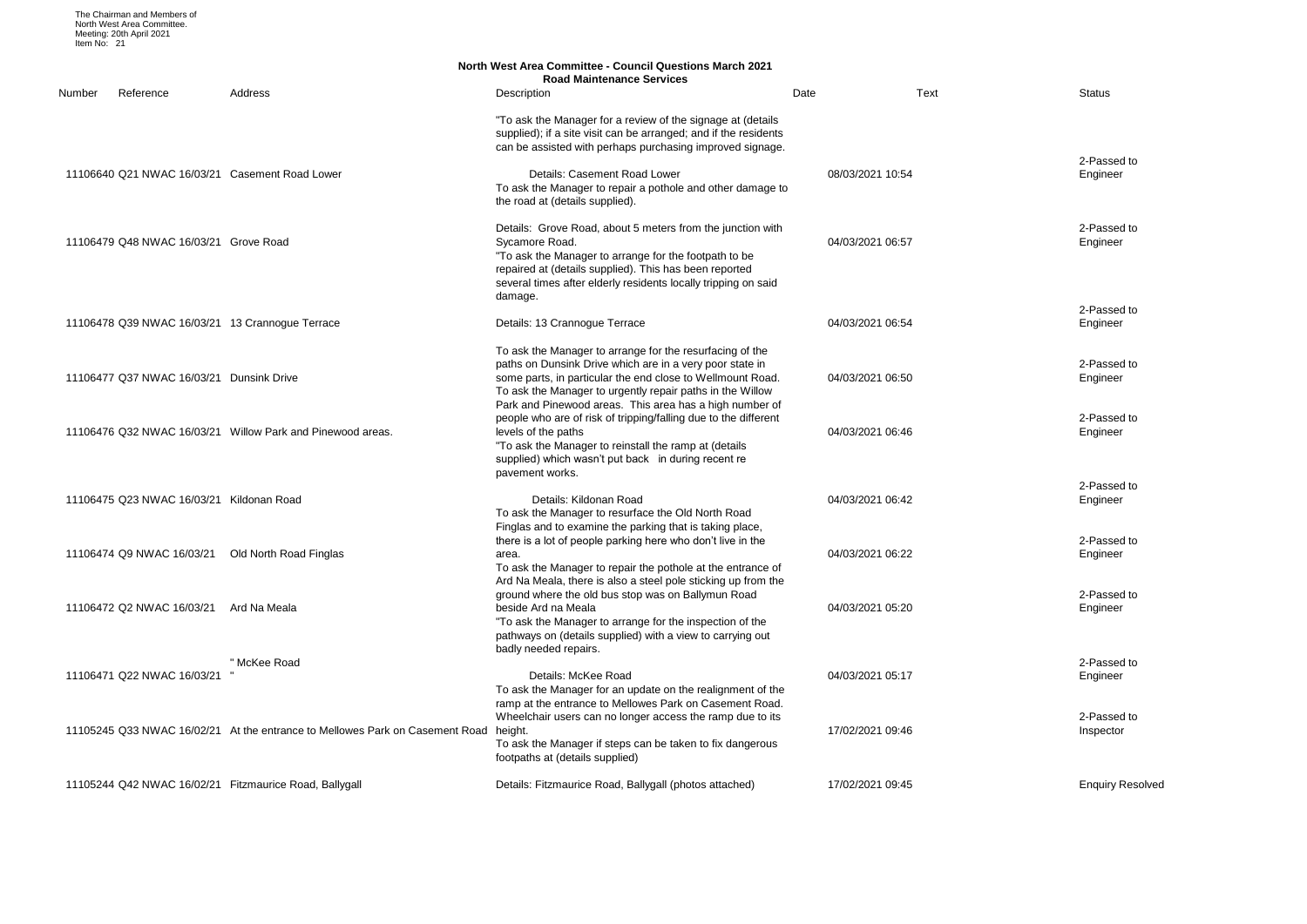The Chairman and Members of
North West Area Committee.
Meeting: 20th April 2021
Item No: 21

## North West Area Committee - Council Questions March 2021
### Road Maintenance Services

| Number | Reference | Address | Description | Date | Text | Status |
|---|---|---|---|---|---|---|
| 11106640 | Q21 NWAC 16/03/21 | Casement Road Lower | "To ask the Manager for a review of the signage at (details supplied); if a site visit can be arranged; and if the residents can be assisted with perhaps purchasing improved signage. Details: Casement Road Lower | 08/03/2021 10:54 | | 2-Passed to Engineer |
| 11106479 | Q48 NWAC 16/03/21 | Grove Road | To ask the Manager to repair a pothole and other damage to the road at (details supplied). Details: Grove Road, about 5 meters from the junction with Sycamore Road. | 04/03/2021 06:57 | | 2-Passed to Engineer |
| 11106478 | Q39 NWAC 16/03/21 | 13 Crannogue Terrace | "To ask the Manager to arrange for the footpath to be repaired at (details supplied). This has been reported several times after elderly residents locally tripping on said damage. Details: 13 Crannogue Terrace | 04/03/2021 06:54 | | 2-Passed to Engineer |
| 11106477 | Q37 NWAC 16/03/21 | Dunsink Drive | To ask the Manager to arrange for the resurfacing of the paths on Dunsink Drive which are in a very poor state in some parts, in particular the end close to Wellmount Road. | 04/03/2021 06:50 | | 2-Passed to Engineer |
| 11106476 | Q32 NWAC 16/03/21 | Willow Park and Pinewood areas. | To ask the Manager to urgently repair paths in the Willow Park and Pinewood areas. This area has a high number of people who are of risk of tripping/falling due to the different levels of the paths | 04/03/2021 06:46 | | 2-Passed to Engineer |
| 11106475 | Q23 NWAC 16/03/21 | Kildonan Road | "To ask the Manager to reinstall the ramp at (details supplied) which wasn't put back in during recent re pavement works. Details: Kildonan Road | 04/03/2021 06:42 | | 2-Passed to Engineer |
| 11106474 | Q9 NWAC 16/03/21 | Old North Road Finglas | To ask the Manager to resurface the Old North Road Finglas and to examine the parking that is taking place, there is a lot of people parking here who don't live in the area. | 04/03/2021 06:22 | | 2-Passed to Engineer |
| 11106472 | Q2 NWAC 16/03/21 | Ard Na Meala | To ask the Manager to repair the pothole at the entrance of Ard Na Meala, there is also a steel pole sticking up from the ground where the old bus stop was on Ballymun Road beside Ard na Meala | 04/03/2021 05:20 | | 2-Passed to Engineer |
| 11106471 | Q22 NWAC 16/03/21 " | " McKee Road | "To ask the Manager to arrange for the inspection of the pathways on (details supplied) with a view to carrying out badly needed repairs. Details: McKee Road | 04/03/2021 05:17 | | 2-Passed to Engineer |
| 11105245 | Q33 NWAC 16/02/21 | At the entrance to Mellowes Park on Casement Road | To ask the Manager for an update on the realignment of the ramp at the entrance to Mellowes Park on Casement Road. Wheelchair users can no longer access the ramp due to its height. | 17/02/2021 09:46 | | 2-Passed to Inspector |
| 11105244 | Q42 NWAC 16/02/21 | Fitzmaurice Road, Ballygall | To ask the Manager if steps can be taken to fix dangerous footpaths at (details supplied) Details: Fitzmaurice Road, Ballygall (photos attached) | 17/02/2021 09:45 | | Enquiry Resolved |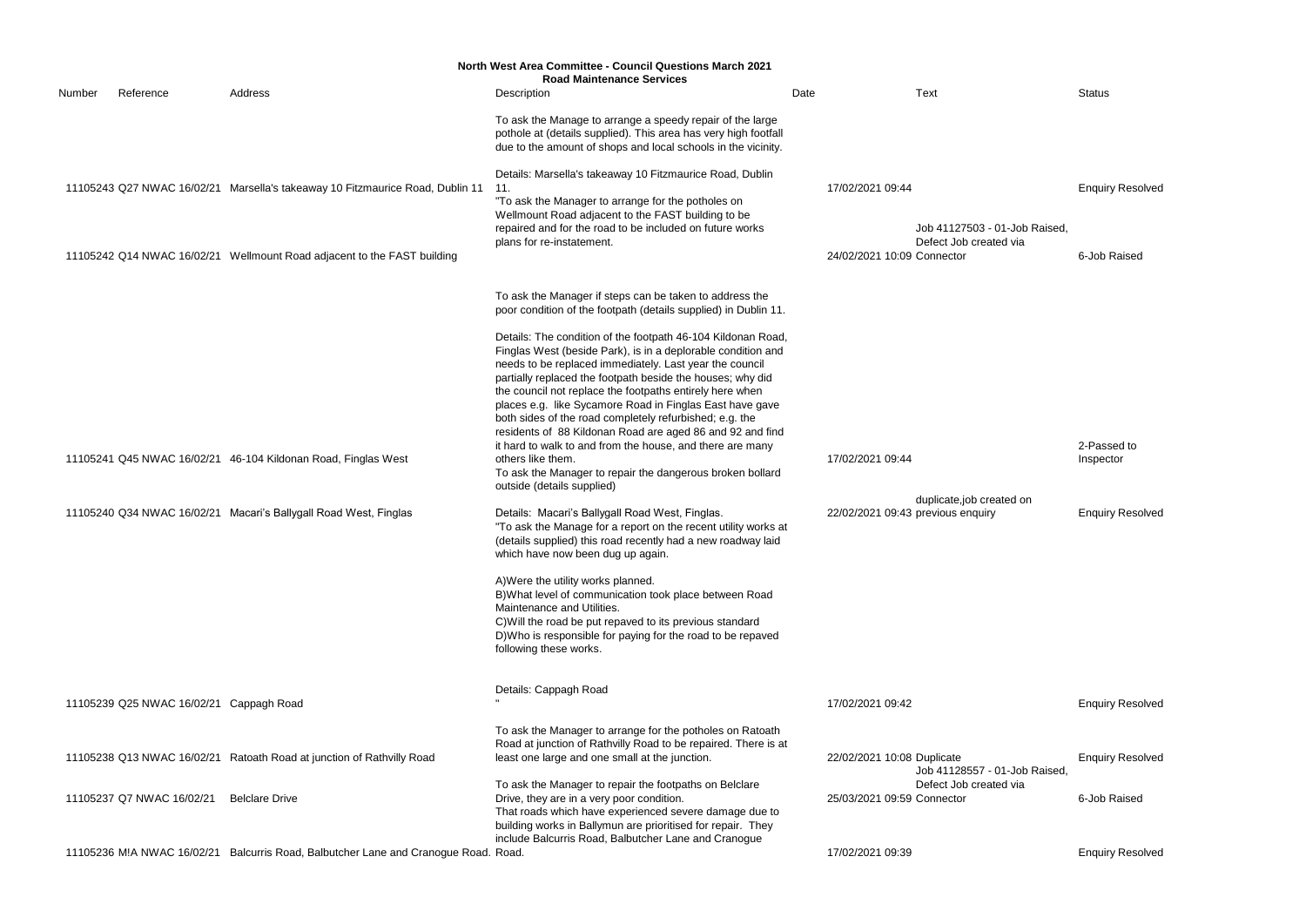**North West Area Committee - Council Questions March 2021**
**Road Maintenance Services**

| Number | Reference | Address | Description | Date | Text | Status |
|---|---|---|---|---|---|---|
| 11105243 | Q27 NWAC 16/02/21 | Marsella's takeaway 10 Fitzmaurice Road, Dublin 11 | To ask the Manage to arrange a speedy repair of the large pothole at (details supplied). This area has very high footfall due to the amount of shops and local schools in the vicinity. Details: Marsella's takeaway 10 Fitzmaurice Road, Dublin 11. | 17/02/2021 09:44 | | Enquiry Resolved |
| 11105242 | Q14 NWAC 16/02/21 | Wellmount Road adjacent to the FAST building | "To ask the Manager to arrange for the potholes on Wellmount Road adjacent to the FAST building to be repaired and for the road to be included on future works plans for re-instatement. | 24/02/2021 10:09 | Job 41127503 - 01-Job Raised, Defect Job created via Connector | 6-Job Raised |
| 11105241 | Q45 NWAC 16/02/21 | 46-104 Kildonan Road, Finglas West | To ask the Manager if steps can be taken to address the poor condition of the footpath (details supplied) in Dublin 11. Details: The condition of the footpath 46-104 Kildonan Road, Finglas West (beside Park), is in a deplorable condition and needs to be replaced immediately. Last year the council partially replaced the footpath beside the houses; why did the council not replace the footpaths entirely here when places e.g. like Sycamore Road in Finglas East have gave both sides of the road completely refurbished; e.g. the residents of 88 Kildonan Road are aged 86 and 92 and find it hard to walk to and from the house, and there are many others like them. | 17/02/2021 09:44 | | 2-Passed to Inspector |
| 11105240 | Q34 NWAC 16/02/21 | Macari's Ballygall Road West, Finglas | To ask the Manager to repair the dangerous broken bollard outside (details supplied) Details: Macari's Ballygall Road West, Finglas. | 22/02/2021 09:43 | duplicate,job created on previous enquiry | Enquiry Resolved |
| 11105239 | Q25 NWAC 16/02/21 | Cappagh Road | "To ask the Manage for a report on the recent utility works at (details supplied) this road recently had a new roadway laid which have now been dug up again. A)Were the utility works planned. B)What level of communication took place between Road Maintenance and Utilities. C)Will the road be put repaved to its previous standard D)Who is responsible for paying for the road to be repaved following these works. Details: Cappagh Road " | 17/02/2021 09:42 | | Enquiry Resolved |
| 11105238 | Q13 NWAC 16/02/21 | Ratoath Road at junction of Rathvilly Road | To ask the Manager to arrange for the potholes on Ratoath Road at junction of Rathvilly Road to be repaired. There is at least one large and one small at the junction. | 22/02/2021 10:08 | Duplicate | Enquiry Resolved |
| 11105237 | Q7 NWAC 16/02/21 | Belclare Drive | To ask the Manager to repair the footpaths on Belclare Drive, they are in a very poor condition. | 25/03/2021 09:59 | Job 41128557 - 01-Job Raised, Defect Job created via Connector | 6-Job Raised |
| 11105236 | M!A NWAC 16/02/21 | Balcurris Road, Balbutcher Lane and Cranogue Road. | That roads which have experienced severe damage due to building works in Ballymun are prioritised for repair. They include Balcurris Road, Balbutcher Lane and Cranogue Road. | 17/02/2021 09:39 | | Enquiry Resolved |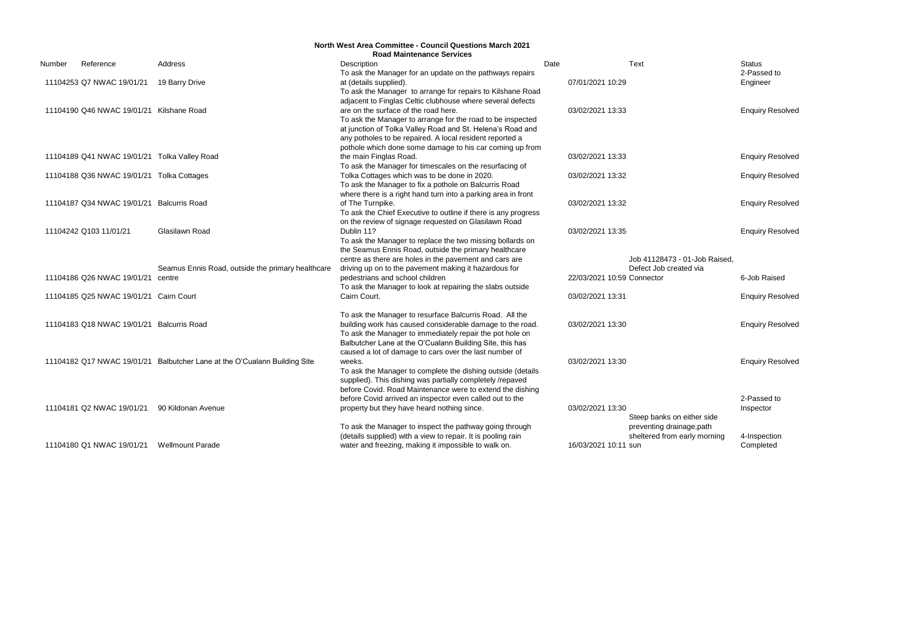# North West Area Committee - Council Questions March 2021

## Road Maintenance Services

| Number | Reference | Address | Description | Date | Text | Status |
|---|---|---|---|---|---|---|
| 11104253 | Q7 NWAC 19/01/21 | 19 Barry Drive | To ask the Manager for an update on the pathways repairs at (details supplied). | 07/01/2021 10:29 | | 2-Passed to Engineer |
| 11104190 | Q46 NWAC 19/01/21 | Kilshane Road | To ask the Manager to arrange for repairs to Kilshane Road adjacent to Finglas Celtic clubhouse where several defects are on the surface of the road here. | 03/02/2021 13:33 | | Enquiry Resolved |
| 11104189 | Q41 NWAC 19/01/21 | Tolka Valley Road | To ask the Manager to arrange for the road to be inspected at junction of Tolka Valley Road and St. Helena's Road and any potholes to be repaired. A local resident reported a pothole which done some damage to his car coming up from the main Finglas Road. | 03/02/2021 13:33 | | Enquiry Resolved |
| 11104188 | Q36 NWAC 19/01/21 | Tolka Cottages | To ask the Manager for timescales on the resurfacing of Tolka Cottages which was to be done in 2020. | 03/02/2021 13:32 | | Enquiry Resolved |
| 11104187 | Q34 NWAC 19/01/21 | Balcurris Road | To ask the Manager to fix a pothole on Balcurris Road where there is a right hand turn into a parking area in front of The Turnpike. | 03/02/2021 13:32 | | Enquiry Resolved |
| 11104242 | Q103 11/01/21 | Glasilawn Road | To ask the Chief Executive to outline if there is any progress on the review of signage requested on Glasilawn Road Dublin 11? | 03/02/2021 13:35 | | Enquiry Resolved |
| 11104186 | Q26 NWAC 19/01/21 | Seamus Ennis Road, outside the primary healthcare centre | To ask the Manager to replace the two missing bollards on the Seamus Ennis Road, outside the primary healthcare centre as there are holes in the pavement and cars are driving up on to the pavement making it hazardous for pedestrians and school children | 22/03/2021 10:59 | Job 41128473 - 01-Job Raised, Defect Job created via Connector | 6-Job Raised |
| 11104185 | Q25 NWAC 19/01/21 | Cairn Court | To ask the Manager to look at repairing the slabs outside Cairn Court. | 03/02/2021 13:31 | | Enquiry Resolved |
| 11104183 | Q18 NWAC 19/01/21 | Balcurris Road | To ask the Manager to resurface Balcurris Road. All the building work has caused considerable damage to the road. | 03/02/2021 13:30 | | Enquiry Resolved |
| 11104182 | Q17 NWAC 19/01/21 | Balbutcher Lane at the O'Cualann Building Site | To ask the Manager to immediately repair the pot hole on Balbutcher Lane at the O'Cualann Building Site, this has caused a lot of damage to cars over the last number of weeks. | 03/02/2021 13:30 | | Enquiry Resolved |
| 11104181 | Q2 NWAC 19/01/21 | 90 Kildonan Avenue | To ask the Manager to complete the dishing outside (details supplied). This dishing was partially completely /repaved before Covid. Road Maintenance were to extend the dishing before Covid arrived an inspector even called out to the property but they have heard nothing since. | 03/02/2021 13:30 | | 2-Passed to Inspector |
| 11104180 | Q1 NWAC 19/01/21 | Wellmount Parade | To ask the Manager to inspect the pathway going through (details supplied) with a view to repair. It is pooling rain water and freezing, making it impossible to walk on. | 16/03/2021 10:11 | Steep banks on either side preventing drainage,path sheltered from early morning sun | 4-Inspection Completed |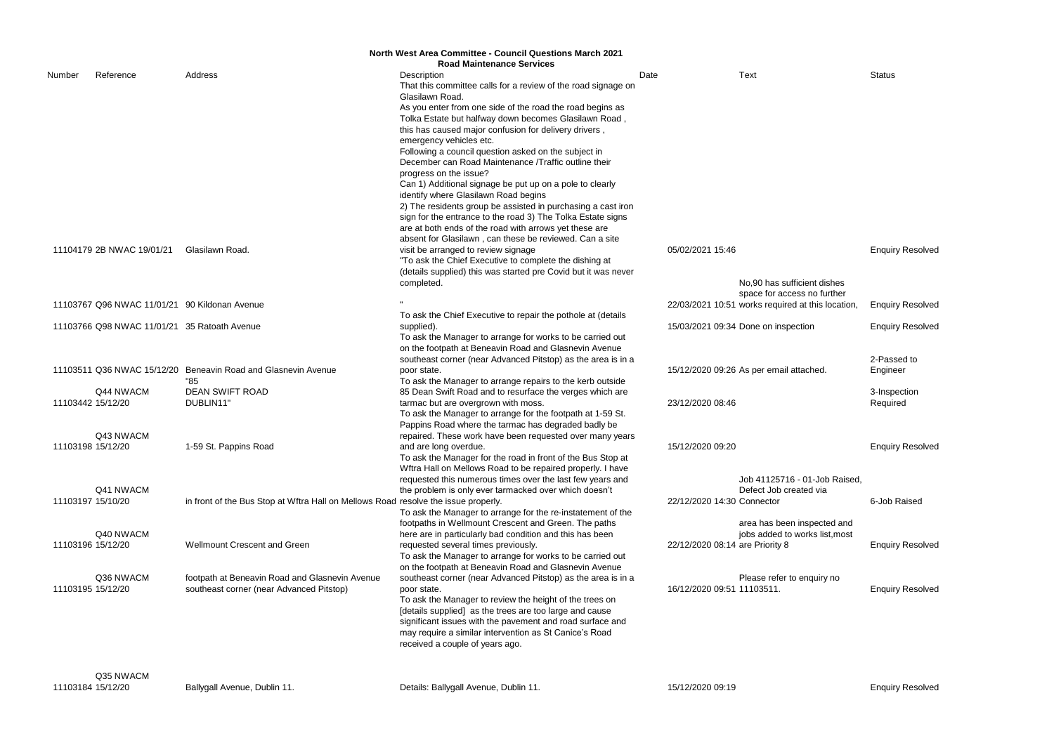**North West Area Committee - Council Questions March 2021**
**Road Maintenance Services**

| Number | Reference | Address | Description | Date | Text | Status |
|---|---|---|---|---|---|---|
| 11104179 | 2B NWAC 19/01/21 | Glasilawn Road. | That this committee calls for a review of the road signage on Glasilawn Road. As you enter from one side of the road the road begins as Tolka Estate but halfway down becomes Glasilawn Road , this has caused major confusion for delivery drivers , emergency vehicles etc. Following a council question asked on the subject in December can Road Maintenance /Traffic outline their progress on the issue? Can 1) Additional signage be put up on a pole to clearly identify where Glasilawn Road begins 2) The residents group be assisted in purchasing a cast iron sign for the entrance to the road 3) The Tolka Estate signs are at both ends of the road with arrows yet these are absent for Glasilawn , can these be reviewed. Can a site visit be arranged to review signage | 05/02/2021 15:46 | | Enquiry Resolved |
| 11103767 | Q96 NWAC 11/01/21 | 90 Kildonan Avenue | "To ask the Chief Executive to complete the dishing at (details supplied) this was started pre Covid but it was never completed. " | 22/03/2021 10:51 | No,90 has sufficient dishes space for access no further works required at this location, | Enquiry Resolved |
| 11103766 | Q98 NWAC 11/01/21 | 35 Ratoath Avenue | To ask the Chief Executive to repair the pothole at (details supplied). | 15/03/2021 09:34 | Done on inspection | Enquiry Resolved |
| 11103511 | Q36 NWAC 15/12/20 | Beneavin Road and Glasnevin Avenue | To ask the Manager to arrange for works to be carried out on the footpath at Beneavin Road and Glasnevin Avenue southeast corner (near Advanced Pitstop) as the area is in a poor state. | 15/12/2020 09:26 | As per email attached. | 2-Passed to Engineer |
| 11103442 | Q44 NWACM 15/12/20 | "85 DEAN SWIFT ROAD DUBLIN11" | To ask the Manager to arrange repairs to the kerb outside 85 Dean Swift Road and to resurface the verges which are tarmac but are overgrown with moss. | 23/12/2020 08:46 | | 3-Inspection Required |
| 11103198 | Q43 NWACM 15/12/20 | 1-59 St. Pappins Road | To ask the Manager to arrange for the footpath at 1-59 St. Pappins Road where the tarmac has degraded badly be repaired. These work have been requested over many years and are long overdue. | 15/12/2020 09:20 | | Enquiry Resolved |
| 11103197 | Q41 NWACM 15/10/20 | in front of the Bus Stop at Wftra Hall on Mellows Road | To ask the Manager for the road in front of the Bus Stop at Wftra Hall on Mellows Road to be repaired properly. I have requested this numerous times over the last few years and the problem is only ever tarmacked over which doesn't resolve the issue properly. | 22/12/2020 14:30 | Job 41125716 - 01-Job Raised, Defect Job created via Connector | 6-Job Raised |
| 11103196 | Q40 NWACM 15/12/20 | Wellmount Crescent and Green | To ask the Manager to arrange for the re-instatement of the footpaths in Wellmount Crescent and Green. The paths here are in particularly bad condition and this has been requested several times previously. | 22/12/2020 08:14 | area has been inspected and jobs added to works list,most are Priority 8 | Enquiry Resolved |
| 11103195 | Q36 NWACM 15/12/20 | footpath at Beneavin Road and Glasnevin Avenue southeast corner (near Advanced Pitstop) | To ask the Manager to arrange for works to be carried out on the footpath at Beneavin Road and Glasnevin Avenue southeast corner (near Advanced Pitstop) as the area is in a poor state. | 16/12/2020 09:51 | Please refer to enquiry no 11103511. | Enquiry Resolved |
| 11103184 | Q35 NWACM 15/12/20 | Ballygall Avenue, Dublin 11. | To ask the Manager to review the height of the trees on [details supplied] as the trees are too large and cause significant issues with the pavement and road surface and may require a similar intervention as St Canice's Road received a couple of years ago. Details: Ballygall Avenue, Dublin 11. | 15/12/2020 09:19 | | Enquiry Resolved |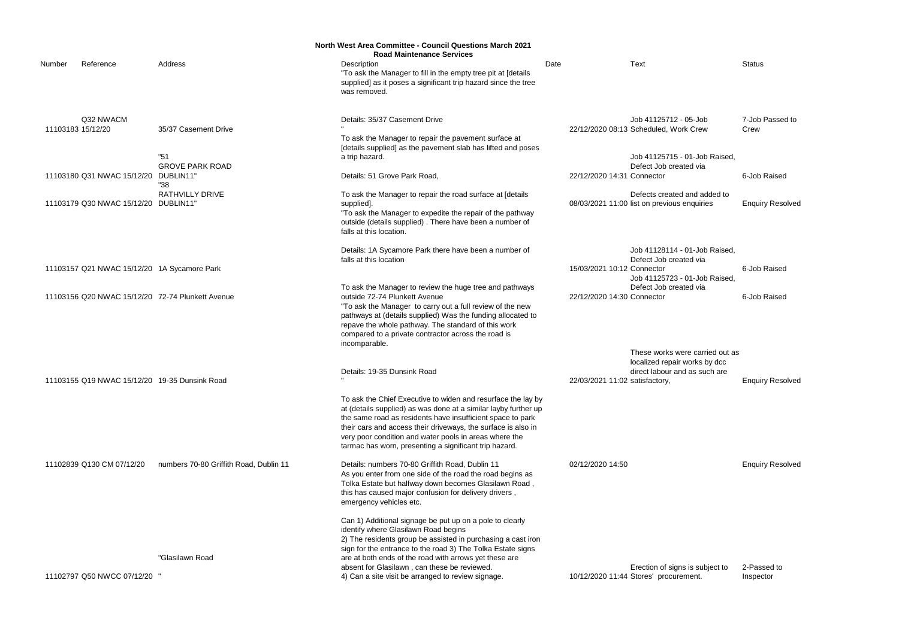# North West Area Committee - Council Questions March 2021

## Road Maintenance Services

| Number | Reference | Address | Description | Date | Text | Status |
|---|---|---|---|---|---|---|
| 11103183 | Q32 NWACM 15/12/20 | 35/37 Casement Drive | "To ask the Manager to fill in the empty tree pit at [details supplied] as it poses a significant trip hazard since the tree was removed. Details: 35/37 Casement Drive " | 22/12/2020 08:13 | Job 41125712 - 05-Job Scheduled, Work Crew | 7-Job Passed to Crew |
| 11103180 | Q31 NWAC 15/12/20 | "51 GROVE PARK ROAD DUBLIN11" | To ask the Manager to repair the pavement surface at [details supplied] as the pavement slab has lifted and poses a trip hazard. Details: 51 Grove Park Road, | 22/12/2020 14:31 | Job 41125715 - 01-Job Raised, Defect Job created via Connector | 6-Job Raised |
| 11103179 | Q30 NWAC 15/12/20 | "38 RATHVILLY DRIVE DUBLIN11" | To ask the Manager to repair the road surface at [details supplied]. | 08/03/2021 11:00 | Defects created and added to list on previous enquiries | Enquiry Resolved |
| 11103157 | Q21 NWAC 15/12/20 | 1A Sycamore Park | "To ask the Manager to expedite the repair of the pathway outside (details supplied) . There have been a number of falls at this location. Details: 1A Sycamore Park there have been a number of falls at this location | 15/03/2021 10:12 | Job 41128114 - 01-Job Raised, Defect Job created via Connector | 6-Job Raised |
| 11103156 | Q20 NWAC 15/12/20 | 72-74 Plunkett Avenue | To ask the Manager to review the huge tree and pathways outside 72-74 Plunkett Avenue | 22/12/2020 14:30 | Job 41125723 - 01-Job Raised, Defect Job created via Connector | 6-Job Raised |
| 11103155 | Q19 NWAC 15/12/20 | 19-35 Dunsink Road | "To ask the Manager to carry out a full review of the new pathways at (details supplied) Was the funding allocated to repave the whole pathway. The standard of this work compared to a private contractor across the road is incomparable. Details: 19-35 Dunsink Road " | 22/03/2021 11:02 | These works were carried out as localized repair works by dcc direct labour and as such are satisfactory, | Enquiry Resolved |
| 11102839 | Q130 CM 07/12/20 | numbers 70-80 Griffith Road, Dublin 11 | To ask the Chief Executive to widen and resurface the lay by at (details supplied) as was done at a similar layby further up the same road as residents have insufficient space to park their cars and access their driveways, the surface is also in very poor condition and water pools in areas where the tarmac has worn, presenting a significant trip hazard. Details: numbers 70-80 Griffith Road, Dublin 11 | 02/12/2020 14:50 | | Enquiry Resolved |
| 11102797 | Q50 NWCC 07/12/20 | "Glasilawn Road " | As you enter from one side of the road the road begins as Tolka Estate but halfway down becomes Glasilawn Road , this has caused major confusion for delivery drivers , emergency vehicles etc. Can 1) Additional signage be put up on a pole to clearly identify where Glasilawn Road begins 2) The residents group be assisted in purchasing a cast iron sign for the entrance to the road 3) The Tolka Estate signs are at both ends of the road with arrows yet these are absent for Glasilawn , can these be reviewed. 4) Can a site visit be arranged to review signage. | 10/12/2020 11:44 | Erection of signs is subject to Stores' procurement. | 2-Passed to Inspector |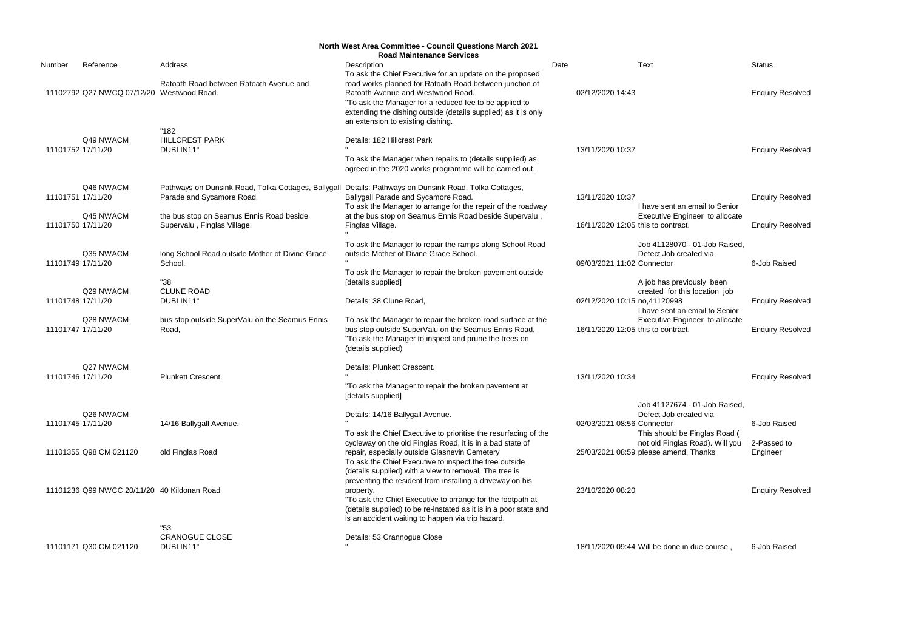# North West Area Committee - Council Questions March 2021

## Road Maintenance Services

| Number | Reference | Address | Description | Date | Text | Status |
|---|---|---|---|---|---|---|
| 11102792 | Q27 NWCQ 07/12/20 | Ratoath Road between Ratoath Avenue and Westwood Road. | To ask the Chief Executive for an update on the proposed road works planned for Ratoath Road between junction of Ratoath Avenue and Westwood Road. | 02/12/2020 14:43 | | Enquiry Resolved |
| 11101752 | Q49 NWACM 17/11/20 | "182 HILLCREST PARK DUBLIN11" | "To ask the Manager for a reduced fee to be applied to extending the dishing outside (details supplied) as it is only an extension to existing dishing. Details: 182 Hillcrest Park " | 13/11/2020 10:37 | | Enquiry Resolved |
| 11101751 | Q46 NWACM 17/11/20 | Pathways on Dunsink Road, Tolka Cottages, Ballygall Parade and Sycamore Road. | To ask the Manager when repairs to (details supplied) as agreed in the 2020 works programme will be carried out. Details: Pathways on Dunsink Road, Tolka Cottages, Ballygall Parade and Sycamore Road. | 13/11/2020 10:37 | | Enquiry Resolved |
| 11101750 | Q45 NWACM 17/11/20 | the bus stop on Seamus Ennis Road beside Supervalu , Finglas Village. | To ask the Manager to arrange for the repair of the roadway at the bus stop on Seamus Ennis Road beside Supervalu , Finglas Village. " | 16/11/2020 12:05 | I have sent an email to Senior Executive Engineer to allocate this to contract. | Enquiry Resolved |
| 11101749 | Q35 NWACM 17/11/20 | long School Road outside Mother of Divine Grace School. | To ask the Manager to repair the ramps along School Road outside Mother of Divine Grace School. " | 09/03/2021 11:02 | Job 41128070 - 01-Job Raised, Defect Job created via Connector | 6-Job Raised |
| 11101748 | Q29 NWACM 17/11/20 | "38 CLUNE ROAD DUBLIN11" | To ask the Manager to repair the broken pavement outside [details supplied] Details: 38 Clune Road, | 02/12/2020 10:15 | A job has previously been created for this location job no,41120998 | Enquiry Resolved |
| 11101747 | Q28 NWACM 17/11/20 | bus stop outside SuperValu on the Seamus Ennis Road, | To ask the Manager to repair the broken road surface at the bus stop outside SuperValu on the Seamus Ennis Road, | 16/11/2020 12:05 | I have sent an email to Senior Executive Engineer to allocate this to contract. | Enquiry Resolved |
| 11101746 | Q27 NWACM 17/11/20 | Plunkett Crescent. | "To ask the Manager to inspect and prune the trees on (details supplied) Details: Plunkett Crescent. " | 13/11/2020 10:34 | | Enquiry Resolved |
| 11101745 | Q26 NWACM 17/11/20 | 14/16 Ballygall Avenue. | "To ask the Manager to repair the broken pavement at [details supplied] Details: 14/16 Ballygall Avenue. " | 02/03/2021 08:56 | Job 41127674 - 01-Job Raised, Defect Job created via Connector | 6-Job Raised |
| 11101355 | Q98 CM 021120 | old Finglas Road | To ask the Chief Executive to prioritise the resurfacing of the cycleway on the old Finglas Road, it is in a bad state of repair, especially outside Glasnevin Cemetery | 25/03/2021 08:59 | This should be Finglas Road ( not old Finglas Road). Will you please amend. Thanks | 2-Passed to Engineer |
| 11101236 | Q99 NWCC 20/11/20 | 40 Kildonan Road | To ask the Chief Executive to inspect the tree outside (details supplied) with a view to removal. The tree is preventing the resident from installing a driveway on his property. | 23/10/2020 08:20 | | Enquiry Resolved |
| 11101171 | Q30 CM 021120 | "53 CRANOGUE CLOSE DUBLIN11" | "To ask the Chief Executive to arrange for the footpath at (details supplied) to be re-instated as it is in a poor state and is an accident waiting to happen via trip hazard. Details: 53 Crannogue Close " | 18/11/2020 09:44 | Will be done in due course , | 6-Job Raised |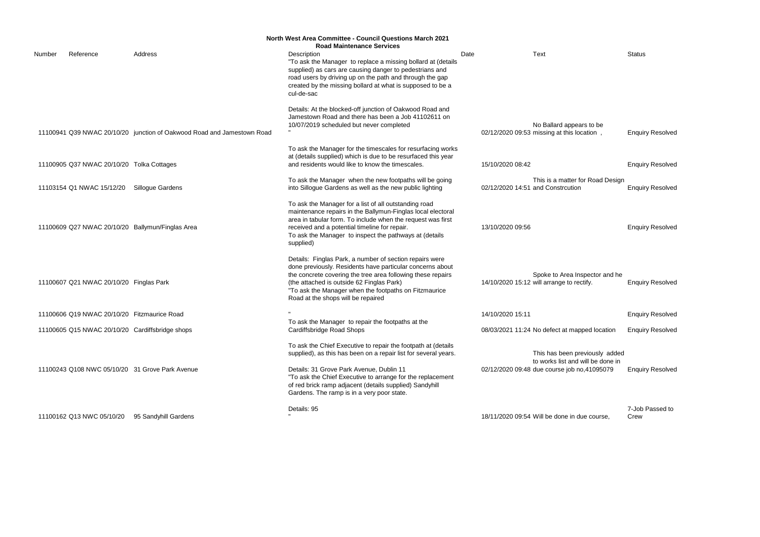# North West Area Committee - Council Questions March 2021

## Road Maintenance Services

| Number | Reference | Address | Description | Date | Text | Status |
|---|---|---|---|---|---|---|
| 11100941 | Q39 NWAC 20/10/20 | junction of Oakwood Road and Jamestown Road | "To ask the Manager to replace a missing bollard at (details supplied) as cars are causing danger to pedestrians and road users by driving up on the path and through the gap created by the missing bollard at what is supposed to be a cul-de-sac<br><br>Details: At the blocked-off junction of Oakwood Road and Jamestown Road and there has been a Job 41102611 on 10/07/2019 scheduled but never completed<br>" | 02/12/2020 09:53 | No Ballard appears to be missing at this location , | Enquiry Resolved |
| 11100905 | Q37 NWAC 20/10/20 | Tolka Cottages | To ask the Manager for the timescales for resurfacing works at (details supplied) which is due to be resurfaced this year and residents would like to know the timescales. | 15/10/2020 08:42 | | Enquiry Resolved |
| 11103154 | Q1 NWAC 15/12/20 | Sillogue Gardens | To ask the Manager when the new footpaths will be going into Sillogue Gardens as well as the new public lighting | 02/12/2020 14:51 | This is a matter for Road Design and Constrcution | Enquiry Resolved |
| 11100609 | Q27 NWAC 20/10/20 | Ballymun/Finglas Area | To ask the Manager for a list of all outstanding road maintenance repairs in the Ballymun-Finglas local electoral area in tabular form. To include when the request was first received and a potential timeline for repair. | 13/10/2020 09:56 | | Enquiry Resolved |
| 11100607 | Q21 NWAC 20/10/20 | Finglas Park | To ask the Manager to inspect the pathways at (details supplied)<br><br>Details: Finglas Park, a number of section repairs were done previously. Residents have particular concerns about the concrete covering the tree area following these repairs (the attached is outside 62 Finglas Park) | 14/10/2020 15:12 | Spoke to Area Inspector and he will arrange to rectify. | Enquiry Resolved |
| 11100606 | Q19 NWAC 20/10/20 | Fitzmaurice Road | "To ask the Manager when the footpaths on Fitzmaurice Road at the shops will be repaired<br>" | 14/10/2020 15:11 | | Enquiry Resolved |
| 11100605 | Q15 NWAC 20/10/20 | Cardiffsbridge shops | To ask the Manager to repair the footpaths at the Cardiffsbridge Road Shops | 08/03/2021 11:24 | No defect at mapped location | Enquiry Resolved |
| 11100243 | Q108 NWC 05/10/20 | 31 Grove Park Avenue | To ask the Chief Executive to repair the footpath at (details supplied), as this has been on a repair list for several years.<br><br>Details: 31 Grove Park Avenue, Dublin 11 | 02/12/2020 09:48 | This has been previously added to works list and will be done in due course job no,41095079 | Enquiry Resolved |
| 11100162 | Q13 NWC 05/10/20 | 95 Sandyhill Gardens | "To ask the Chief Executive to arrange for the replacement of red brick ramp adjacent (details supplied) Sandyhill Gardens. The ramp is in a very poor state.<br><br>Details: 95<br>" | 18/11/2020 09:54 | Will be done in due course, | 7-Job Passed to Crew |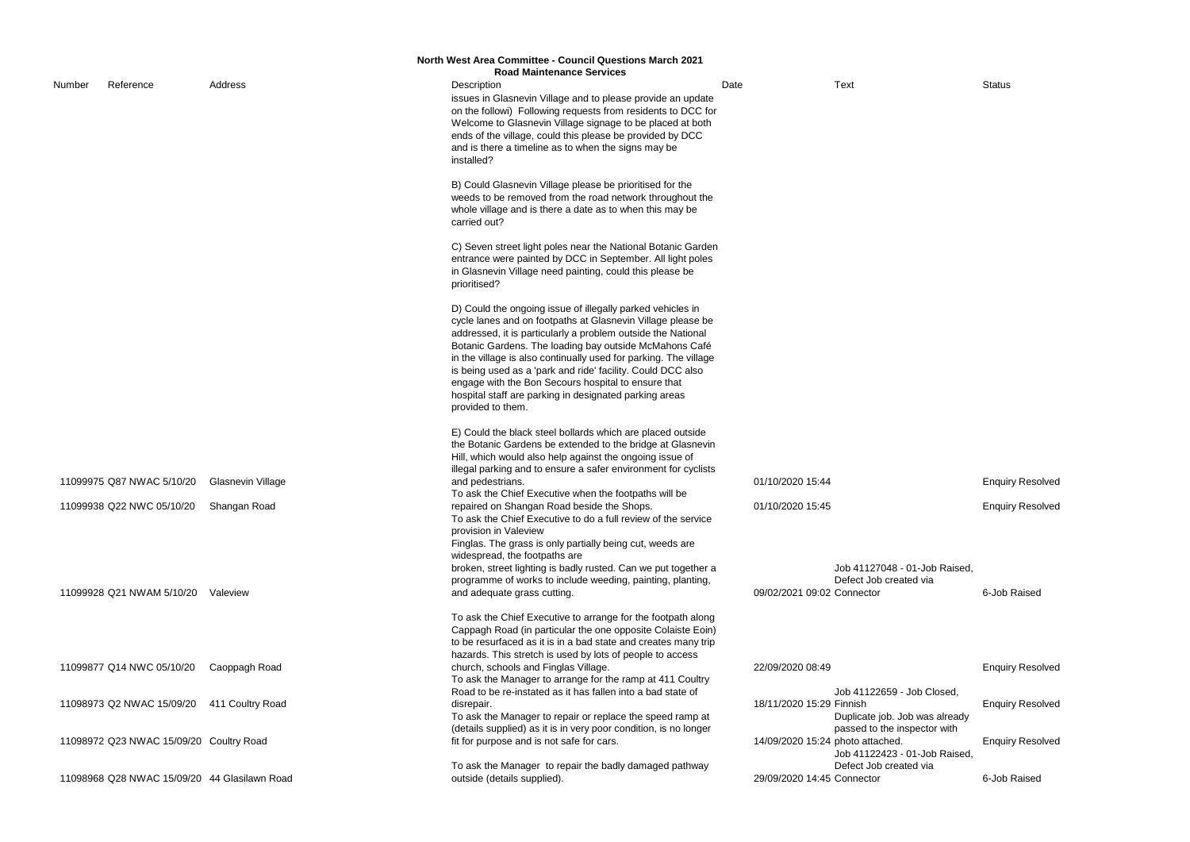## North West Area Committee - Council Questions March 2021

### Road Maintenance Services

| Number | Reference | Address | Description | Date | Text | Status |
|---|---|---|---|---|---|---|
| 11099975 | Q87 NWAC 5/10/20 | Glasnevin Village | issues in Glasnevin Village and to please provide an update on the followi) Following requests from residents to DCC for Welcome to Glasnevin Village signage to be placed at both ends of the village, could this please be provided by DCC and is there a timeline as to when the signs may be installed?<br><br>B) Could Glasnevin Village please be prioritised for the weeds to be removed from the road network throughout the whole village and is there a date as to when this may be carried out?<br><br>C) Seven street light poles near the National Botanic Garden entrance were painted by DCC in September. All light poles in Glasnevin Village need painting, could this please be prioritised?<br><br>D) Could the ongoing issue of illegally parked vehicles in cycle lanes and on footpaths at Glasnevin Village please be addressed, it is particularly a problem outside the National Botanic Gardens. The loading bay outside McMahons Café in the village is also continually used for parking. The village is being used as a 'park and ride' facility. Could DCC also engage with the Bon Secours hospital to ensure that hospital staff are parking in designated parking areas provided to them.<br><br>E) Could the black steel bollards which are placed outside the Botanic Gardens be extended to the bridge at Glasnevin Hill, which would also help against the ongoing issue of illegal parking and to ensure a safer environment for cyclists and pedestrians. | 01/10/2020 15:44 | | Enquiry Resolved |
| 11099938 | Q22 NWC 05/10/20 | Shangan Road | To ask the Chief Executive when the footpaths will be repaired on Shangan Road beside the Shops. | 01/10/2020 15:45 | | Enquiry Resolved |
| 11099928 | Q21 NWAM 5/10/20 | Valeview | To ask the Chief Executive to do a full review of the service provision in Valeview Finglas. The grass is only partially being cut, weeds are widespread, the footpaths are broken, street lighting is badly rusted. Can we put together a programme of works to include weeding, painting, planting, and adequate grass cutting. | 09/02/2021 09:02 | Job 41127048 - 01-Job Raised, Defect Job created via Connector | 6-Job Raised |
| 11099877 | Q14 NWC 05/10/20 | Caoppagh Road | To ask the Chief Executive to arrange for the footpath along Cappagh Road (in particular the one opposite Colaiste Eoin) to be resurfaced as it is in a bad state and creates many trip hazards. This stretch is used by lots of people to access church, schools and Finglas Village. | 22/09/2020 08:49 | | Enquiry Resolved |
| 11098973 | Q2 NWAC 15/09/20 | 411 Coultry Road | To ask the Manager to arrange for the ramp at 411 Coultry Road to be re-instated as it has fallen into a bad state of disrepair. | 18/11/2020 15:29 | Job 41122659 - Job Closed, Finnish | Enquiry Resolved |
| 11098972 | Q23 NWAC 15/09/20 | Coultry Road | To ask the Manager to repair or replace the speed ramp at (details supplied) as it is in very poor condition, is no longer fit for purpose and is not safe for cars. | 14/09/2020 15:24 | Duplicate job. Job was already passed to the inspector with photo attached. | Enquiry Resolved |
| 11098968 | Q28 NWAC 15/09/20 | 44 Glasilawn Road | To ask the Manager to repair the badly damaged pathway outside (details supplied). | 29/09/2020 14:45 | Job 41122423 - 01-Job Raised, Defect Job created via Connector | 6-Job Raised |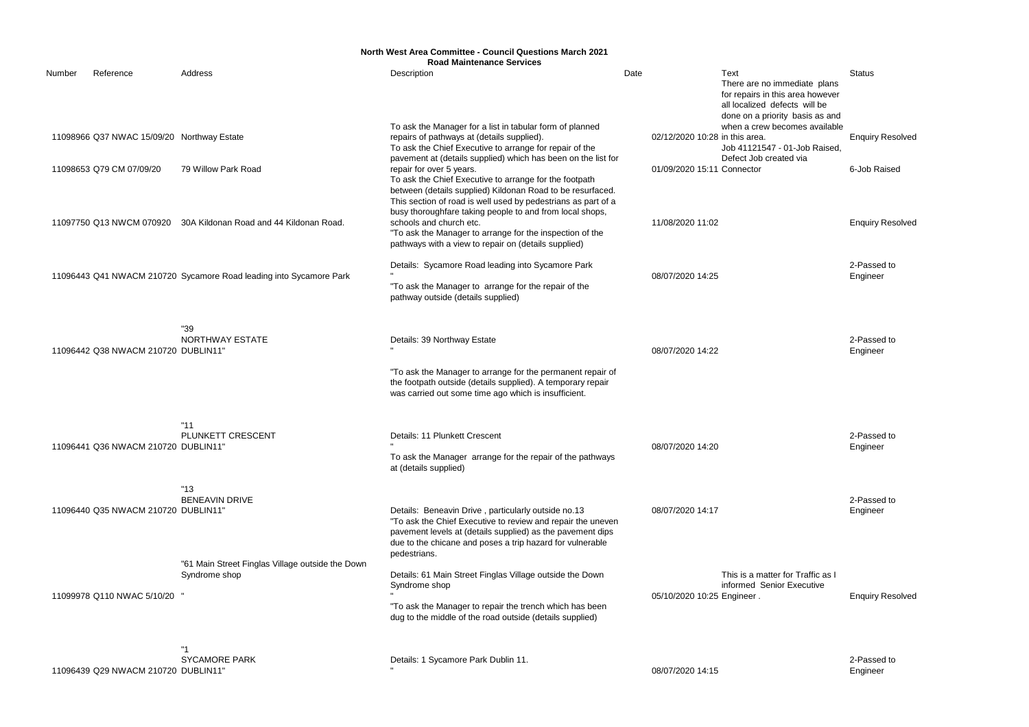**North West Area Committee - Council Questions March 2021**
**Road Maintenance Services**

| Number | Reference | Address | Description | Date | Text | Status |
|---|---|---|---|---|---|---|
| 11098966 | Q37 NWAC 15/09/20 | Northway Estate | To ask the Manager for a list in tabular form of planned repairs of pathways at (details supplied). | 02/12/2020 10:28 | There are no immediate plans for repairs in this area however all localized defects will be done on a priority basis as and when a crew becomes available in this area. | Enquiry Resolved |
| 11098653 | Q79 CM 07/09/20 | 79 Willow Park Road | To ask the Chief Executive to arrange for repair of the pavement at (details supplied) which has been on the list for repair for over 5 years. | 01/09/2020 15:11 | Job 41121547 - 01-Job Raised, Defect Job created via Connector | 6-Job Raised |
| 11097750 | Q13 NWCM 070920 | 30A Kildonan Road and 44 Kildonan Road. | To ask the Chief Executive to arrange for the footpath between (details supplied) Kildonan Road to be resurfaced. This section of road is well used by pedestrians as part of a busy thoroughfare taking people to and from local shops, schools and church etc. | 11/08/2020 11:02 | | Enquiry Resolved |
| 11096443 | Q41 NWACM 210720 | Sycamore Road leading into Sycamore Park | "To ask the Manager to arrange for the inspection of the pathways with a view to repair on (details supplied)<br><br>Details: Sycamore Road leading into Sycamore Park<br>" | 08/07/2020 14:25 | | 2-Passed to Engineer |
| 11096442 | Q38 NWACM 210720 | "39<br>NORTHWAY ESTATE<br>DUBLIN11" | "To ask the Manager to arrange for the repair of the pathway outside (details supplied)<br><br>Details: 39 Northway Estate<br>" | 08/07/2020 14:22 | | 2-Passed to Engineer |
| 11096441 | Q36 NWACM 210720 | "11<br>PLUNKETT CRESCENT<br>DUBLIN11" | "To ask the Manager to arrange for the permanent repair of the footpath outside (details supplied). A temporary repair was carried out some time ago which is insufficient.<br><br>Details: 11 Plunkett Crescent<br>" | 08/07/2020 14:20 | | 2-Passed to Engineer |
| 11096440 | Q35 NWACM 210720 | "13<br>BENEAVIN DRIVE<br>DUBLIN11" | To ask the Manager arrange for the repair of the pathways at (details supplied)<br><br>Details: Beneavin Drive , particularly outside no.13 | 08/07/2020 14:17 | | 2-Passed to Engineer |
| 11099978 | Q110 NWAC 5/10/20 | "61 Main Street Finglas Village outside the Down Syndrome shop<br>" | "To ask the Chief Executive to review and repair the uneven pavement levels at (details supplied) as the pavement dips due to the chicane and poses a trip hazard for vulnerable pedestrians.<br><br>Details: 61 Main Street Finglas Village outside the Down Syndrome shop<br>" | 05/10/2020 10:25 | This is a matter for Traffic as I informed Senior Executive Engineer . | Enquiry Resolved |
| 11096439 | Q29 NWACM 210720 | "1<br>SYCAMORE PARK<br>DUBLIN11" | "To ask the Manager to repair the trench which has been dug to the middle of the road outside (details supplied)<br><br>Details: 1 Sycamore Park Dublin 11.<br>" | 08/07/2020 14:15 | | 2-Passed to Engineer |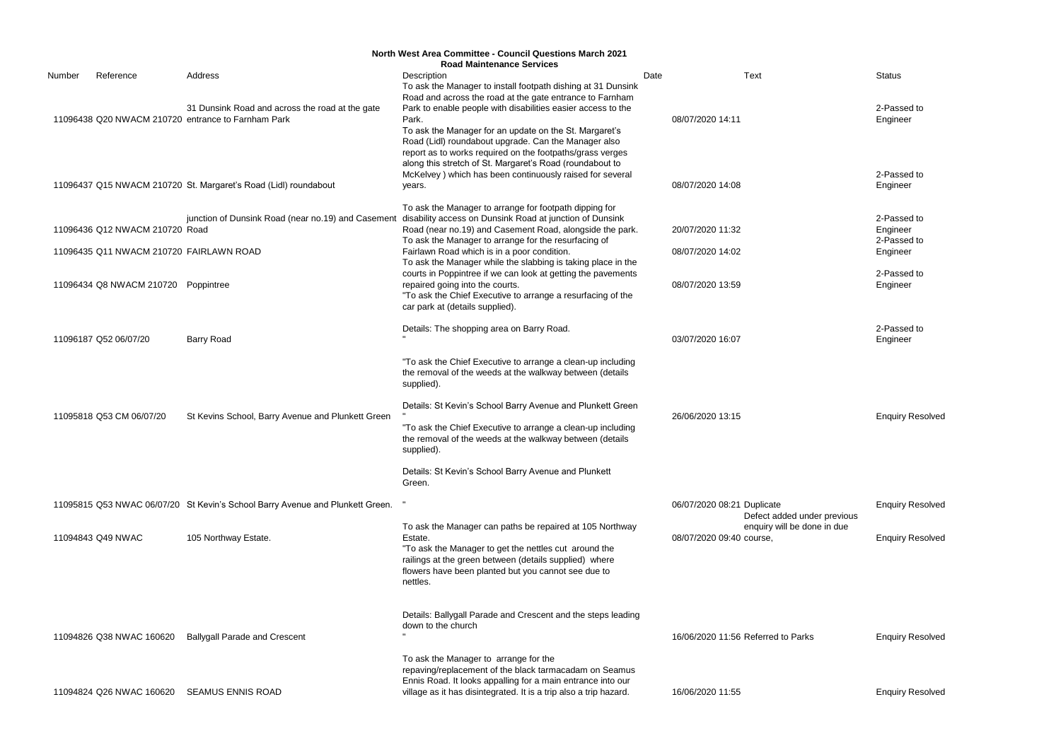**North West Area Committee - Council Questions March 2021**
**Road Maintenance Services**

| Number | Reference | Address | Description | Date | Text | Status |
|---|---|---|---|---|---|---|
| 11096438 | Q20 NWACM 210720 | 31 Dunsink Road and across the road at the gate entrance to Farnham Park | To ask the Manager to install footpath dishing at 31 Dunsink Road and across the road at the gate entrance to Farnham Park to enable people with disabilities easier access to the Park. | 08/07/2020 14:11 | | 2-Passed to Engineer |
| 11096437 | Q15 NWACM 210720 | St. Margaret's Road (Lidl) roundabout | To ask the Manager for an update on the St. Margaret's Road (Lidl) roundabout upgrade. Can the Manager also report as to works required on the footpaths/grass verges along this stretch of St. Margaret's Road (roundabout to McKelvey ) which has been continuously raised for several years. | 08/07/2020 14:08 | | 2-Passed to Engineer |
| 11096436 | Q12 NWACM 210720 | junction of Dunsink Road (near no.19) and Casement Road | To ask the Manager to arrange for footpath dipping for disability access on Dunsink Road at junction of Dunsink Road (near no.19) and Casement Road, alongside the park. | 20/07/2020 11:32 | | 2-Passed to Engineer |
| 11096435 | Q11 NWACM 210720 | FAIRLAWN ROAD | To ask the Manager to arrange for the resurfacing of Fairlawn Road which is in a poor condition. | 08/07/2020 14:02 | | 2-Passed to Engineer |
| 11096434 | Q8 NWACM 210720 | Poppintree | To ask the Manager while the slabbing is taking place in the courts in Poppintree if we can look at getting the pavements repaired going into the courts. | 08/07/2020 13:59 | | 2-Passed to Engineer |
| 11096187 | Q52 06/07/20 | Barry Road | "To ask the Chief Executive to arrange a resurfacing of the car park at (details supplied).<br><br>Details: The shopping area on Barry Road.<br>" | 03/07/2020 16:07 | | 2-Passed to Engineer |
| 11095818 | Q53 CM 06/07/20 | St Kevins School, Barry Avenue and Plunkett Green | "To ask the Chief Executive to arrange a clean-up including the removal of the weeds at the walkway between (details supplied).<br><br>Details: St Kevin's School Barry Avenue and Plunkett Green<br>" | 26/06/2020 13:15 | | Enquiry Resolved |
| 11095815 | Q53 NWAC 06/07/20 | St Kevin's School Barry Avenue and Plunkett Green. | "To ask the Chief Executive to arrange a clean-up including the removal of the weeds at the walkway between (details supplied).<br><br>Details: St Kevin's School Barry Avenue and Plunkett Green.<br>" | 06/07/2020 08:21 | Duplicate | Enquiry Resolved |
| 11094843 | Q49 NWAC | 105 Northway Estate. | To ask the Manager can paths be repaired at 105 Northway Estate. | 08/07/2020 09:40 | Defect added under previous enquiry will be done in due course, | Enquiry Resolved |
| 11094826 | Q38 NWAC 160620 | Ballygall Parade and Crescent | "To ask the Manager to get the nettles cut around the railings at the green between (details supplied) where flowers have been planted but you cannot see due to nettles.<br><br>Details: Ballygall Parade and Crescent and the steps leading down to the church<br>" | 16/06/2020 11:56 | Referred to Parks | Enquiry Resolved |
| 11094824 | Q26 NWAC 160620 | SEAMUS ENNIS ROAD | To ask the Manager to arrange for the repaving/replacement of the black tarmacadam on Seamus Ennis Road. It looks appalling for a main entrance into our village as it has disintegrated. It is a trip also a trip hazard. | 16/06/2020 11:55 | | Enquiry Resolved |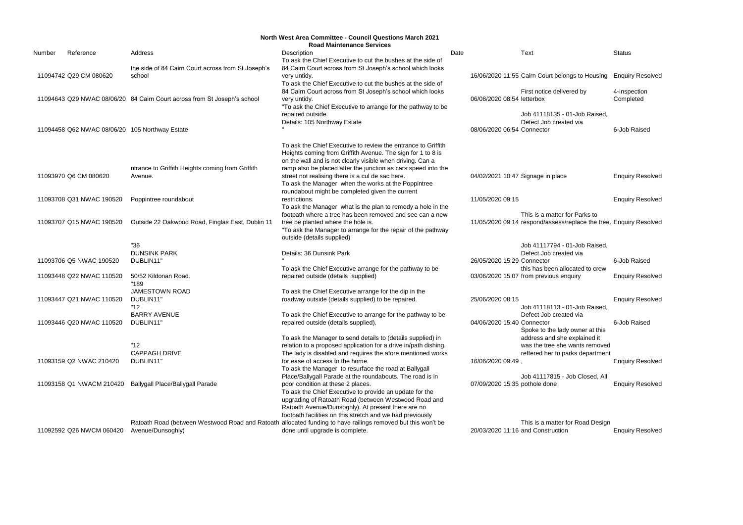# North West Area Committee - Council Questions March 2021

## Road Maintenance Services

| Number | Reference | Address | Description | Date | Text | Status |
|---|---|---|---|---|---|---|
| 11094742 | Q29 CM 080620 | the side of 84 Cairn Court across from St Joseph's school | To ask the Chief Executive to cut the bushes at the side of 84 Cairn Court across from St Joseph's school which looks very untidy. | 16/06/2020 11:55 | Cairn Court belongs to Housing | Enquiry Resolved |
| 11094643 | Q29 NWAC 08/06/20 | 84 Cairn Court across from St Joseph's school | To ask the Chief Executive to cut the bushes at the side of 84 Cairn Court across from St Joseph's school which looks very untidy. | 06/08/2020 08:54 | First notice delivered by letterbox | 4-Inspection Completed |
| 11094458 | Q62 NWAC 08/06/20 | 105 Northway Estate | "To ask the Chief Executive to arrange for the pathway to be repaired outside. Details: 105 Northway Estate " | 08/06/2020 06:54 | Job 41118135 - 01-Job Raised, Defect Job created via Connector | 6-Job Raised |
| 11093970 | Q6 CM 080620 | ntrance to Griffith Heights coming from Griffith Avenue. | To ask the Chief Executive to review the entrance to Griffith Heights coming from Griffith Avenue. The sign for 1 to 8 is on the wall and is not clearly visible when driving. Can a ramp also be placed after the junction as cars speed into the street not realising there is a cul de sac here. | 04/02/2021 10:47 | Signage in place | Enquiry Resolved |
| 11093708 | Q31 NWAC 190520 | Poppintree roundabout | To ask the Manager when the works at the Poppintree roundabout might be completed given the current restrictions. | 11/05/2020 09:15 | | Enquiry Resolved |
| 11093707 | Q15 NWAC 190520 | Outside 22 Oakwood Road, Finglas East, Dublin 11 | To ask the Manager what is the plan to remedy a hole in the footpath where a tree has been removed and see can a new tree be planted where the hole is. | 11/05/2020 09:14 | This is a matter for Parks to respond/assess/replace the tree. | Enquiry Resolved |
| 11093706 | Q5 NWAC 190520 | "36 DUNSINK PARK DUBLIN11" | "To ask the Manager to arrange for the repair of the pathway outside (details supplied) Details: 36 Dunsink Park " | 26/05/2020 15:29 | Job 41117794 - 01-Job Raised, Defect Job created via Connector | 6-Job Raised |
| 11093448 | Q22 NWAC 110520 | 50/52 Kildonan Road. | To ask the Chief Executive arrange for the pathway to be repaired outside (details supplied) | 03/06/2020 15:07 | this has been allocated to crew from previous enquiry | Enquiry Resolved |
| 11093447 | Q21 NWAC 110520 | "189 JAMESTOWN ROAD DUBLIN11" | To ask the Chief Executive arrange for the dip in the roadway outside (details supplied) to be repaired. | 25/06/2020 08:15 | | Enquiry Resolved |
| 11093446 | Q20 NWAC 110520 | "12 BARRY AVENUE DUBLIN11" | To ask the Chief Executive to arrange for the pathway to be repaired outside (details supplied). | 04/06/2020 15:40 | Job 41118113 - 01-Job Raised, Defect Job created via Connector | 6-Job Raised |
| 11093159 | Q2 NWAC 210420 | "12 CAPPAGH DRIVE DUBLIN11" | To ask the Manager to send details to (details supplied) in relation to a proposed application for a drive in/path dishing. The lady is disabled and requires the afore mentioned works for ease of access to the home. | 16/06/2020 09:49 | , Spoke to the lady owner at this address and she explained it was the tree she wants removed reffered her to parks department | Enquiry Resolved |
| 11093158 | Q1 NWACM 210420 | Ballygall Place/Ballygall Parade | To ask the Manager to resurface the road at Ballygall Place/Ballygall Parade at the roundabouts. The road is in poor condition at these 2 places. | 07/09/2020 15:35 | Job 41117815 - Job Closed, All pothole done | Enquiry Resolved |
| 11092592 | Q26 NWCM 060420 | Ratoath Road (between Westwood Road and Ratoath Avenue/Dunsoghly) | To ask the Chief Executive to provide an update for the upgrading of Ratoath Road (between Westwood Road and Ratoath Avenue/Dunsoghly). At present there are no footpath facilities on this stretch and we had previously allocated funding to have railings removed but this won't be done until upgrade is complete. | 20/03/2020 11:16 | This is a matter for Road Design and Construction | Enquiry Resolved |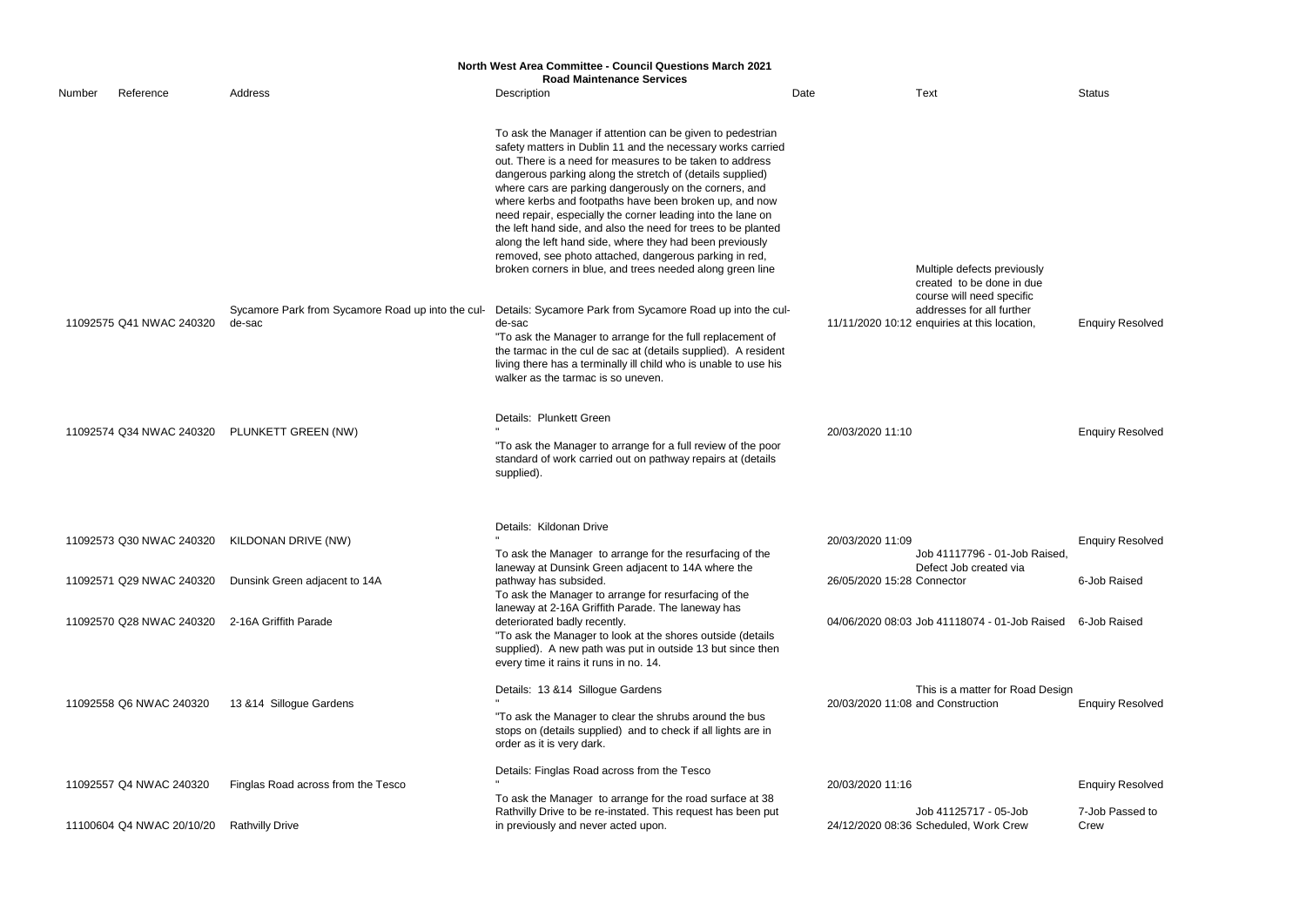**North West Area Committee - Council Questions March 2021**
**Road Maintenance Services**

| Number | Reference | Address | Description | Date | Text | Status |
|---|---|---|---|---|---|---|
| 11092575 | Q41 NWAC 240320 | Sycamore Park from Sycamore Road up into the cul-de-sac | To ask the Manager if attention can be given to pedestrian safety matters in Dublin 11 and the necessary works carried out. There is a need for measures to be taken to address dangerous parking along the stretch of (details supplied) where cars are parking dangerously on the corners, and where kerbs and footpaths have been broken up, and now need repair, especially the corner leading into the lane on the left hand side, and also the need for trees to be planted along the left hand side, where they had been previously removed, see photo attached, dangerous parking in red, broken corners in blue, and trees needed along green line Details: Sycamore Park from Sycamore Road up into the cul-de-sac | 11/11/2020 10:12 | Multiple defects previously created to be done in due course will need specific addresses for all further enquiries at this location, | Enquiry Resolved |
| 11092574 | Q34 NWAC 240320 | PLUNKETT GREEN (NW) | "To ask the Manager to arrange for the full replacement of the tarmac in the cul de sac at (details supplied). A resident living there has a terminally ill child who is unable to use his walker as the tarmac is so uneven. Details: Plunkett Green " | 20/03/2020 11:10 | | Enquiry Resolved |
| 11092573 | Q30 NWAC 240320 | KILDONAN DRIVE (NW) | "To ask the Manager to arrange for a full review of the poor standard of work carried out on pathway repairs at (details supplied). Details: Kildonan Drive " | 20/03/2020 11:09 | | Enquiry Resolved |
| 11092571 | Q29 NWAC 240320 | Dunsink Green adjacent to 14A | To ask the Manager to arrange for the resurfacing of the laneway at Dunsink Green adjacent to 14A where the pathway has subsided. | 26/05/2020 15:28 | Job 41117796 - 01-Job Raised, Defect Job created via Connector | 6-Job Raised |
| 11092570 | Q28 NWAC 240320 | 2-16A Griffith Parade | To ask the Manager to arrange for resurfacing of the laneway at 2-16A Griffith Parade. The laneway has deteriorated badly recently. | 04/06/2020 08:03 | Job 41118074 - 01-Job Raised | 6-Job Raised |
| 11092558 | Q6 NWAC 240320 | 13 &14 Sillogue Gardens | "To ask the Manager to look at the shores outside (details supplied). A new path was put in outside 13 but since then every time it rains it runs in no. 14. Details: 13 &14 Sillogue Gardens " | 20/03/2020 11:08 | This is a matter for Road Design and Construction | Enquiry Resolved |
| 11092557 | Q4 NWAC 240320 | Finglas Road across from the Tesco | "To ask the Manager to clear the shrubs around the bus stops on (details supplied) and to check if all lights are in order as it is very dark. Details: Finglas Road across from the Tesco " | 20/03/2020 11:16 | | Enquiry Resolved |
| 11100604 | Q4 NWAC 20/10/20 | Rathvilly Drive | To ask the Manager to arrange for the road surface at 38 Rathvilly Drive to be re-instated. This request has been put in previously and never acted upon. | 24/12/2020 08:36 | Job 41125717 - 05-Job Scheduled, Work Crew | 7-Job Passed to Crew |